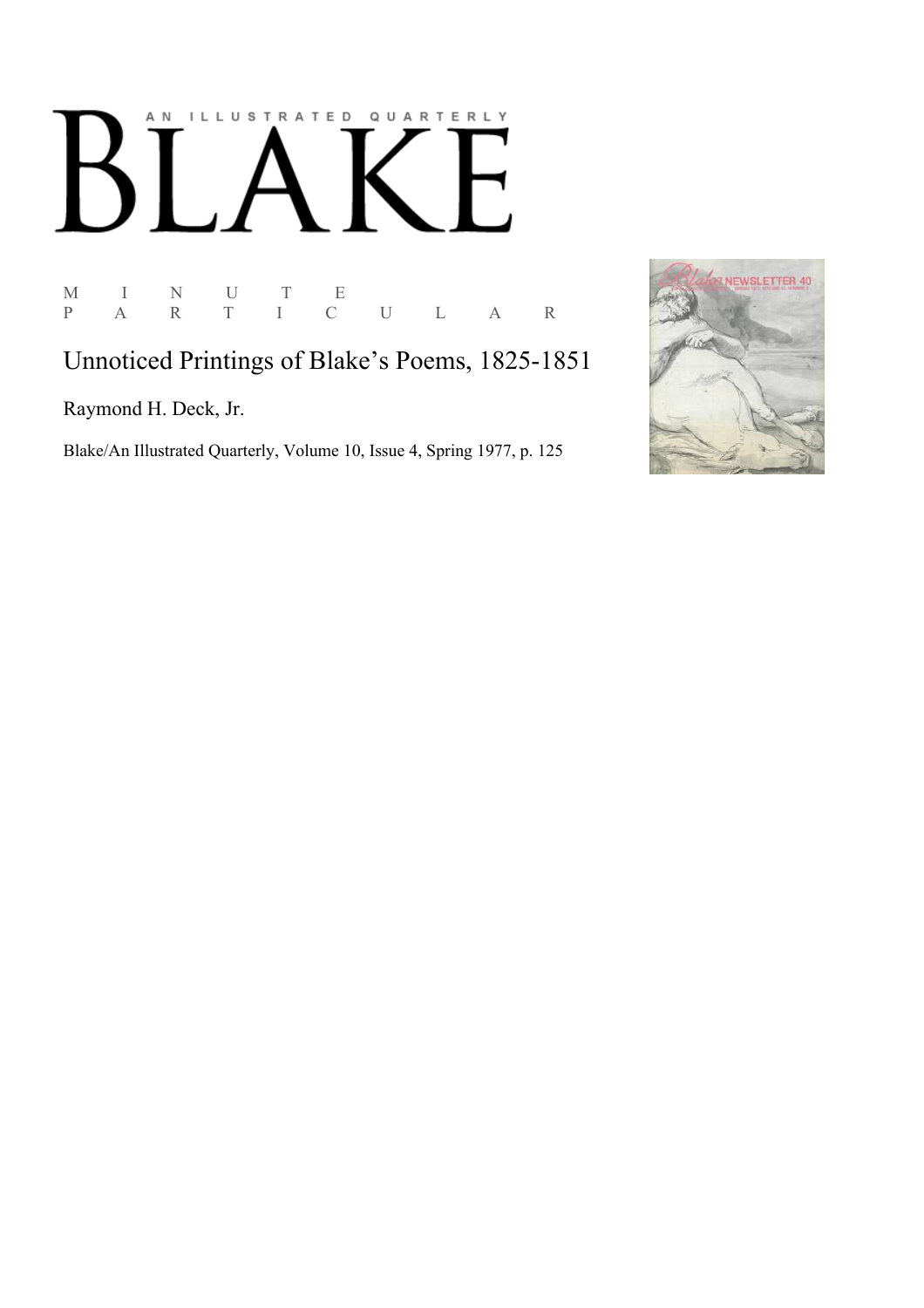# AN ILLUSTRATED QUARTERLY BLAKE

M I N U T E P A R T I C U L A R

## Unnoticed Printings of Blake's Poems, 1825-1851

Raymond H. Deck, Jr.

Blake/An Illustrated Quarterly, Volume 10, Issue 4, Spring 1977, p. 125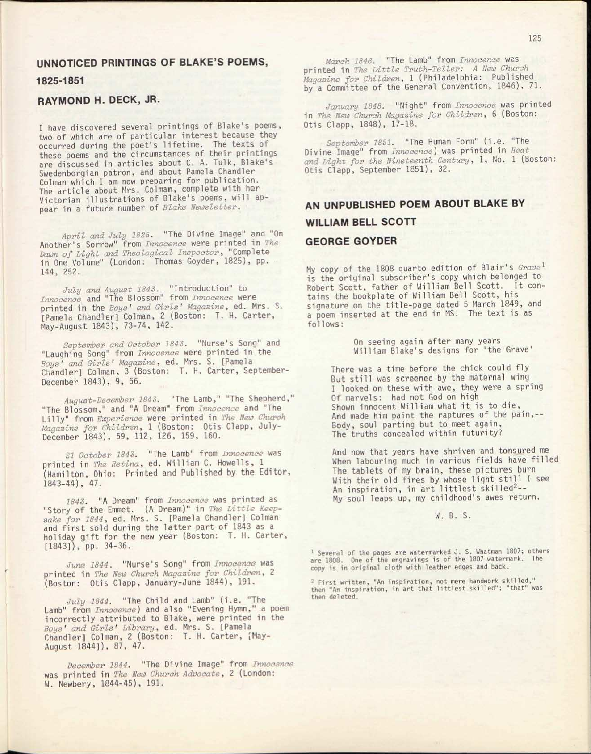## UNNOTICED PRINTINGS OF BLAKE'S POEMS, 1825-1851

### RAYMOND H. DECK, JR.

I have discovered several printings of Blake's poems, two of which are of particular interest because they occurred during the poet's lifetime. The texts of these poems and the circumstances of their printings are discussed in articles about C. A. Tulk, Blake's Swedenborgian patron, and about Pamela Chandler Colman which I am now preparing for publication. The article about Mrs. Colman, complete with her Victorian illustrations of Blake's poems, will appear in a future number of *Blake Newsletter*.

*April and July 1825.* "The Divine Image" and "On Another's Sorrow" from *Innocence* were printed in *The Dawn of Light and Theological Inspector*, "Complete in One Volume" (London: Thomas Goyder, 1825), pp. 144, 252.

*July and August 1843.* "Introduction" to *Innocence* and "The Blossom" from *Innocence* were printed in the *Boys' and Girls' Magazine*, ed. Mrs. S. [Pamela Chandler] Colman, 2 (Boston: T. H. Carter, May-August 1843), 73-74, 142.

*September and October 1843.* "Nurse's Song" and "Laughing Song" from *Innocence* were printed in the *Boys' and Girls' Magazine*, ed. Mrs. S. [Pamela Chandler] Colman, 3 (Boston: T. H. Carter, September-December 1843), 9, 66.

*August-December 1843.* "The Lamb," "The Shepherd," "The Blossom," and "A Dream" from *Innocence* and "The Lilly" from *Experience* were printed in *The New Church Magazine for Children*, 1 (Boston: Otis Clapp, July-December 1843), 59, 112, 126, 159, 160.

*21 October 1843.* "The Lamb" from *Innocence* was printed in *The Retina*, ed. William C. Howells, 1 (Hamilton, Ohio: Printed and Published by the Editor, 1843-44), 47.

*1843.* "A Dream" from *Innocence* was printed as "Story of the Emmet. (A Dream)" in *The Little Keepsake for 1844*, ed. Mrs. S. [Pamela Chandler] Colman and first sold during the latter part of 1843 as a holiday gift for the new year (Boston: T. H. Carter, [1843]), pp. 34-36.

*June 1844.* "Nurse's Song" from *Innocence* was printed in *The New Church Magazine for Children*, 2 (Boston: Otis Clapp, January-June 1844), 191.

*July 1844.* "The Child and Lamb" (i.e. "The Lamb" from *Innocence*) and also "Evening Hymn," a poem incorrectly attributed to Blake, were printed in the *Boys' and Girls' Library*, ed. Mrs. S. [Pamela Chandler] Colman, 2 (Boston: T. H. Carter, [May-August 1844]), 87, 47.

*December 1844.* "The Divine Image" from *Innocence* was printed in *The New Church Advocate*, 2 (London: W. Newbery, 1844-45), 191.

*March 1846.* "The Lamb" from *Innocence* was printed in *The Little Truth-Teller: A New Church Magazine for Children*, 1 (Philadelphia: Published by a Committee of the General Convention, 1846), 71.

*January 1848.* "Night" from *Innocence* was printed in *The New Church Magazine for Children*, 6 (Boston: Otis Clapp, 1848), 17-18.

*September 1851.* "The Human Form" (i.e. "The Divine Image" from *Innocence*) was printed in *Heat and Light for the Nineteenth Century*, 1, No. 1 (Boston: Otis Clapp, September 1851), 32.

## AN UNPUBLISHED POEM ABOUT BLAKE BY WILLIAM BELL SCOTT

### GEORGE GOYDER

My copy of the 1808 quarto edition of Blair's *Grave*[1] is the original subscriber's copy which belonged to Robert Scott, father of William Bell Scott. It contains the bookplate of William Bell Scott, his signature on the title-page dated 5 March 1849, and a poem inserted at the end in MS. The text is as follows:

On seeing again after many years
William Blake's designs for 'the Grave'

There was a time before the chick could fly
But still was screened by the maternal wing
I looked on these with awe, they were a spring
Of marvels: had not God on high
Shown innocent William what it is to die,
And made him paint the raptures of the pain,--
Body, soul parting but to meet again,
The truths concealed within futurity?

And now that years have shriven and tonsured me
When labouring much in various fields have filled
The tablets of my brain, these pictures burn
With their old fires by whose light still I see
An inspiration, in art littlest skilled[2]--
My soul leaps up, my childhood's awes return.

W. B. S.

[1] Several of the pages are watermarked J. S. Whatman 1807; others are 1808. One of the engravings is of the 1807 watermark. The copy is in original cloth with leather edges and back.

[2] First written, "An inspiration, not mere handwork skilled," then "An inspiration, in art that littlest skilled"; "that" was then deleted.